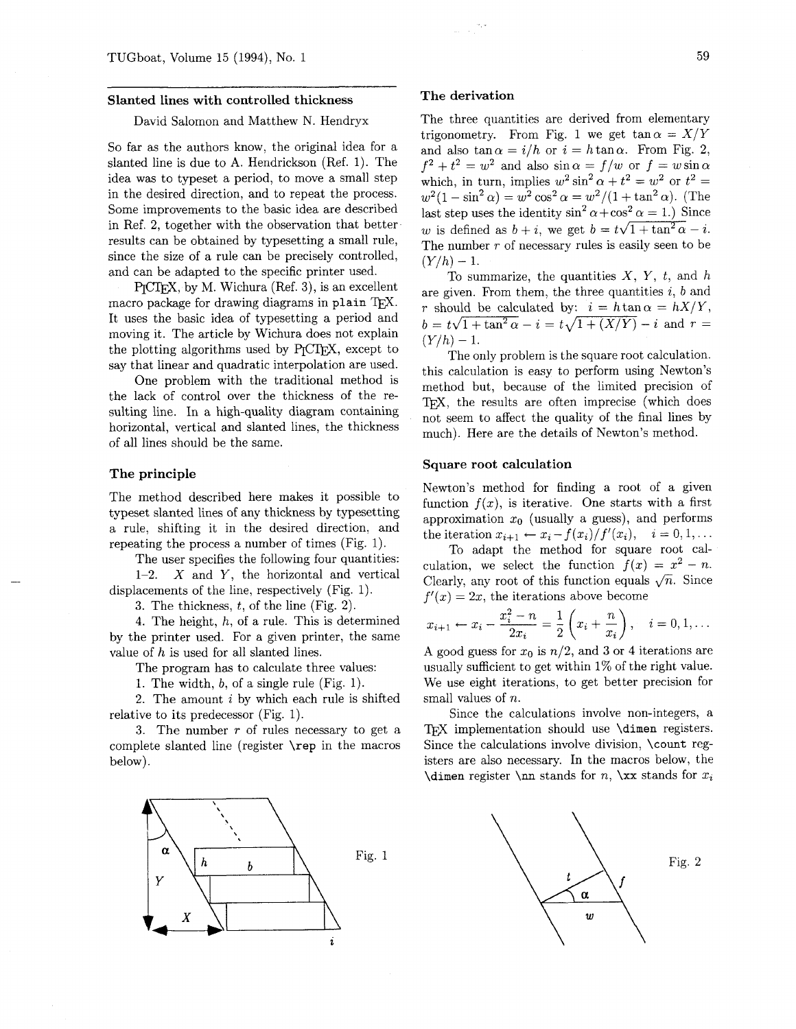## Slanted lines with controlled thickness

David Salomon and Matthew N. Hendryx

So far as the authors know, the original idea for a slanted line is due to A. Hendrickson (Ref. 1). The idea was to typeset a period, to move a small step in the desired direction, and to repeat the process. Some improvements to the basic idea are described in Ref. 2, together with the observation that better results can be obtained by typesetting a small rule, since the size of a rule can be precisely controlled, and can be adapted to the specific printer used.

PICTEX, by M. Wichura (Ref. 3), is an excellent macro package for drawing diagrams in plain TEX. It uses the basic idea of typesetting a period and moving it. The article by Wichura does not explain the plotting algorithms used by PICTEX, except to say that linear and quadratic interpolation are used.

One problem with the traditional method is the lack of control over the thickness of the resulting line. In a high-quality diagram containing horizontal, vertical and slanted lines, the thickness of all lines should be the same.

### The principle

The method described here makes it possible to typeset slanted lines of any thickness by typesetting a rule, shifting it in the desired direction, and repeating the process a number of times (Fig. 1).

The user specifies the following four quantities:

1–2. $X$ and $Y$, the horizontal and vertical displacements of the line, respectively (Fig. 1).

3. The thickness, $t$, of the line (Fig. 2).

4. The height, $h$, of a rule. This is determined by the printer used. For a given printer, the same value of $h$ is used for all slanted lines.

The program has to calculate three values:

1. The width, $b$, of a single rule (Fig. 1).

2. The amount $i$ by which each rule is shifted relative to its predecessor (Fig. 1).

3. The number $r$ of rules necessary to get a complete slanted line (register `\rep` in the macros below).

Fig. 1

### The derivation

The three quantities are derived from elementary trigonometry. From Fig. 1 we get $\tan\alpha = X/Y$ and also $\tan\alpha = i/h$ or $i = h\tan\alpha$. From Fig. 2, $f^2 + t^2 = w^2$ and also $\sin\alpha = f/w$ or $f = w\sin\alpha$ which, in turn, implies $w^2\sin^2\alpha + t^2 = w^2$ or $t^2 = w^2(1-\sin^2\alpha) = w^2\cos^2\alpha = w^2/(1+\tan^2\alpha)$. (The last step uses the identity $\sin^2\alpha + \cos^2\alpha = 1$.) Since $w$ is defined as $b+i$, we get $b = t\sqrt{1+\tan^2\alpha} - i$. The number $r$ of necessary rules is easily seen to be $(Y/h) - 1$.

To summarize, the quantities $X$, $Y$, $t$, and $h$ are given. From them, the three quantities $i$, $b$ and $r$ should be calculated by: $i = h\tan\alpha = hX/Y$, $b = t\sqrt{1+\tan^2\alpha} - i = t\sqrt{1+(X/Y)} - i$ and $r = (Y/h) - 1$.

The only problem is the square root calculation. this calculation is easy to perform using Newton's method but, because of the limited precision of TEX, the results are often imprecise (which does not seem to affect the quality of the final lines by much). Here are the details of Newton's method.

### Square root calculation

Newton's method for finding a root of a given function $f(x)$, is iterative. One starts with a first approximation $x_0$ (usually a guess), and performs the iteration $x_{i+1} \leftarrow x_i - f(x_i)/f'(x_i)$, $i = 0, 1, \ldots$

To adapt the method for square root calculation, we select the function $f(x) = x^2 - n$. Clearly, any root of this function equals $\sqrt{n}$. Since $f'(x) = 2x$, the iterations above become

$$x_{i+1} \leftarrow x_i - \frac{x_i^2 - n}{2x_i} = \frac{1}{2}\left(x_i + \frac{n}{x_i}\right), \quad i = 0, 1, \ldots$$

A good guess for $x_0$ is $n/2$, and 3 or 4 iterations are usually sufficient to get within 1% of the right value. We use eight iterations, to get better precision for small values of $n$.

Since the calculations involve non-integers, a TEX implementation should use `\dimen` registers. Since the calculations involve division, `\count` registers are also necessary. In the macros below, the `\dimen` register `\nn` stands for $n$, `\xx` stands for $x_i$

Fig. 2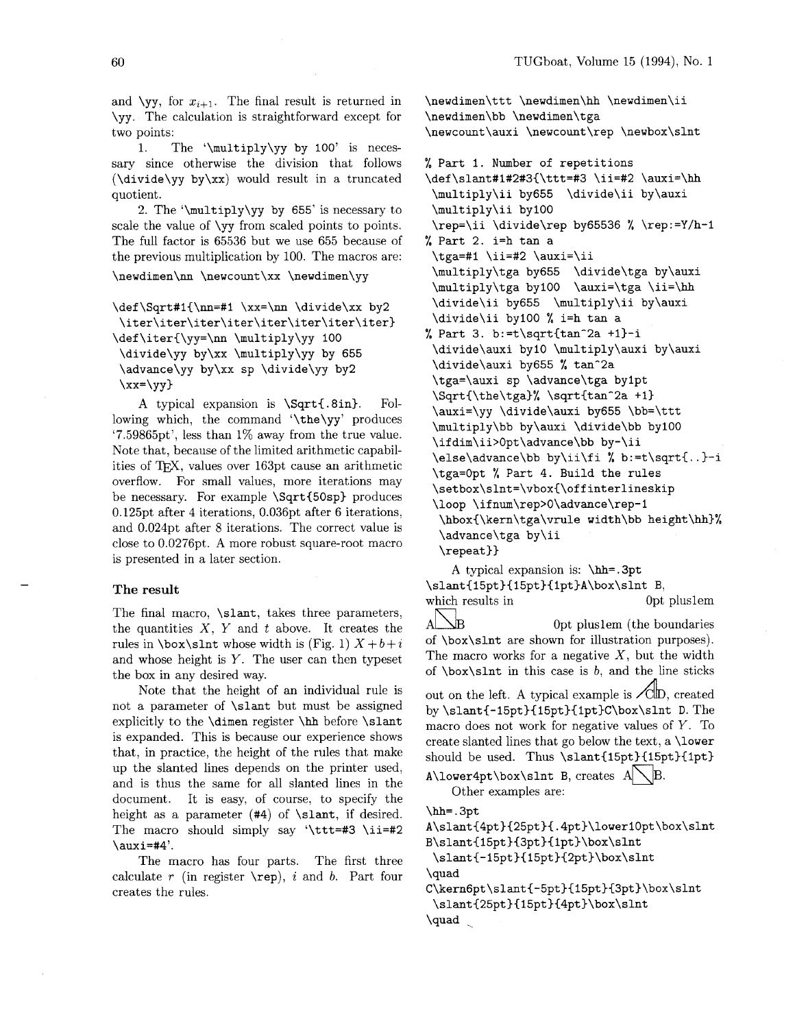and \yy, for $x_{i+1}$. The final result is returned in \yy. The calculation is straightforward except for two points:

1. The '\multiply\yy by 100' is necessary since otherwise the division that follows (\divide\yy by\xx) would result in a truncated quotient.

2. The '\multiply\yy by 655' is necessary to scale the value of \yy from scaled points to points. The full factor is 65536 but we use 655 because of the previous multiplication by 100. The macros are:

```
\newdimen\nn \newcount\xx \newdimen\yy

\def\Sqrt#1{\nn=#1 \xx=\nn \divide\xx by2
 \iter\iter\iter\iter\iter\iter\iter\iter}
\def\iter{\yy=\nn \multiply\yy 100
 \divide\yy by\xx \multiply\yy by 655
 \advance\yy by\xx sp \divide\yy by2
 \xx=\yy}
```

A typical expansion is \Sqrt{.8in}. Following which, the command '\the\yy' produces '7.59865pt', less than 1% away from the true value. Note that, because of the limited arithmetic capabilities of TeX, values over 163pt cause an arithmetic overflow. For small values, more iterations may be necessary. For example \Sqrt{50sp} produces 0.125pt after 4 iterations, 0.036pt after 6 iterations, and 0.024pt after 8 iterations. The correct value is close to 0.0276pt. A more robust square-root macro is presented in a later section.

## The result

The final macro, \slant, takes three parameters, the quantities $X$, $Y$ and $t$ above. It creates the rules in \box\slnt whose width is (Fig. 1) $X+b+i$ and whose height is $Y$. The user can then typeset the box in any desired way.

Note that the height of an individual rule is not a parameter of \slant but must be assigned explicitly to the \dimen register \hh before \slant is expanded. This is because our experience shows that, in practice, the height of the rules that make up the slanted lines depends on the printer used, and is thus the same for all slanted lines in the document. It is easy, of course, to specify the height as a parameter (#4) of \slant, if desired. The macro should simply say '\ttt=#3 \ii=#2 \auxi=#4'.

The macro has four parts. The first three calculate $r$ (in register \rep), $i$ and $b$. Part four creates the rules.

```
\newdimen\ttt \newdimen\hh \newdimen\ii
\newdimen\bb \newdimen\tga
\newcount\auxi \newcount\rep \newbox\slnt

% Part 1. Number of repetitions
\def\slant#1#2#3{\ttt=#3 \ii=#2 \auxi=\hh
 \multiply\ii by655  \divide\ii by\auxi
 \multiply\ii by100
 \rep=\ii \divide\rep by65536 % \rep:=Y/h-1
% Part 2. i=h tan a
 \tga=#1 \ii=#2 \auxi=\ii
 \multiply\tga by655  \divide\tga by\auxi
 \multiply\tga by100  \auxi=\tga \ii=\hh
 \divide\ii by655  \multiply\ii by\auxi
 \divide\ii by100 % i=h tan a
% Part 3. b:=t\sqrt{tan^2a +1}-i
 \divide\auxi by10 \multiply\auxi by\auxi
 \divide\auxi by655 % tan^2a
 \tga=\auxi sp \advance\tga by1pt
 \Sqrt{\the\tga}% \sqrt{tan^2a +1}
 \auxi=\yy \divide\auxi by655 \bb=\ttt
 \multiply\bb by\auxi \divide\bb by100
 \ifdim\ii>0pt\advance\bb by-\ii
 \else\advance\bb by\ii\fi % b:=t\sqrt{..}-i
 \tga=0pt % Part 4. Build the rules
 \setbox\slnt=\vbox{\offinterlineskip
 \loop \ifnum\rep>0\advance\rep-1
  \hbox{\kern\tga\vrule width\bb height\hh}%
  \advance\tga by\ii
  \repeat}}
```

A typical expansion is: \hh=.3pt \slant{15pt}{15pt}{1pt}A\box\slnt B, which results in 0pt plus1em A B 0pt plus1em (the boundaries of \box\slnt are shown for illustration purposes). The macro works for a negative $X$, but the width of \box\slnt in this case is $b$, and the line sticks out on the left. A typical example is CD, created by \slant{-15pt}{15pt}{1pt}C\box\slnt D. The macro does not work for negative values of $Y$. To create slanted lines that go below the text, a \lower should be used. Thus \slant{15pt}{15pt}{1pt} A\lower4pt\box\slnt B, creates A B.

Other examples are:

```
\hh=.3pt
A\slant{4pt}{25pt}{.4pt}\lower10pt\box\slnt
B\slant{15pt}{3pt}{1pt}\box\slnt
 \slant{-15pt}{15pt}{2pt}\box\slnt
\quad
C\kern6pt\slant{-5pt}{15pt}{3pt}\box\slnt
 \slant{25pt}{15pt}{4pt}\box\slnt
\quad
```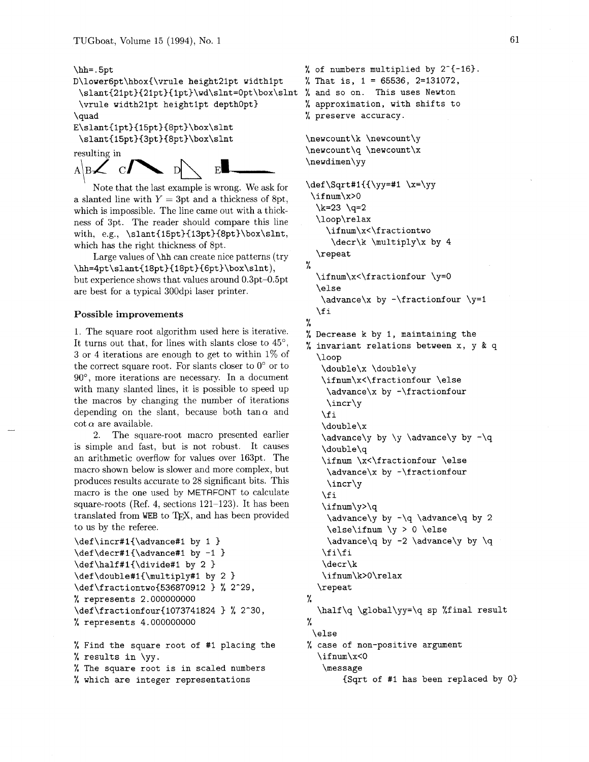```
\hh=.5pt
D\lower6pt\hbox{\vrule height21pt width1pt
 \slant{21pt}{21pt}{1pt}\wd\slnt=0pt\box\slnt
 \vrule width21pt height1pt depth0pt}
\quad
E\slant{1pt}{15pt}{8pt}\box\slnt
 \slant{15pt}{3pt}{8pt}\box\slnt
```

resulting in

A B C D E

Note that the last example is wrong. We ask for a slanted line with $Y = 3$pt and a thickness of 8pt, which is impossible. The line came out with a thickness of 3pt. The reader should compare this line with, e.g., `\slant{15pt}{13pt}{8pt}\box\slnt`, which has the right thickness of 8pt.

Large values of `\hh` can create nice patterns (try `\hh=4pt\slant{18pt}{18pt}{6pt}\box\slnt`), but experience shows that values around 0.3pt–0.5pt are best for a typical 300dpi laser printer.

### Possible improvements

1. The square root algorithm used here is iterative. It turns out that, for lines with slants close to 45°, 3 or 4 iterations are enough to get to within 1% of the correct square root. For slants closer to 0° or to 90°, more iterations are necessary. In a document with many slanted lines, it is possible to speed up the macros by changing the number of iterations depending on the slant, because both $\tan\alpha$ and $\cot\alpha$ are available.

2. The square-root macro presented earlier is simple and fast, but is not robust. It causes an arithmetic overflow for values over 163pt. The macro shown below is slower and more complex, but produces results accurate to 28 significant bits. This macro is the one used by METAFONT to calculate square-roots (Ref. 4, sections 121–123). It has been translated from WEB to TeX, and has been provided to us by the referee.

```
\def\incr#1{\advance#1 by 1 }
\def\decr#1{\advance#1 by -1 }
\def\half#1{\divide#1 by 2 }
\def\double#1{\multiply#1 by 2 }
\def\fractiontwo{536870912 } % 2^29,
% represents 2.000000000
\def\fractionfour{1073741824 } % 2^30,
% represents 4.000000000

% Find the square root of #1 placing the
% results in \yy.
% The square root is in scaled numbers
% which are integer representations
% of numbers multiplied by 2^{-16}.
% That is, 1 = 65536, 2=131072,
% and so on.  This uses Newton
% approximation, with shifts to
% preserve accuracy.

\newcount\k \newcount\y
\newcount\q \newcount\x
\newdimen\yy

\def\Sqrt#1{{\yy=#1 \x=\yy
 \ifnum\x>0
  \k=23 \q=2
  \loop\relax
    \ifnum\x<\fractiontwo
     \decr\k \multiply\x by 4
  \repeat
%
  \ifnum\x<\fractionfour \y=0
  \else
   \advance\x by -\fractionfour \y=1
  \fi
%
% Decrease k by 1, maintaining the
% invariant relations between x, y & q
   \loop
    \double\x \double\y
    \ifnum\x<\fractionfour \else
     \advance\x by -\fractionfour
     \incr\y
    \fi
    \double\x
    \advance\y by \y \advance\y by -\q
    \double\q
    \ifnum \x<\fractionfour \else
     \advance\x by -\fractionfour
     \incr\y
    \fi
    \ifnum\y>\q
     \advance\y by -\q \advance\q by 2
     \else\ifnum \y > 0 \else
     \advance\q by -2 \advance\y by \q
    \fi\fi
    \decr\k
    \ifnum\k>0\relax
   \repeat
%
   \half\q \global\yy=\q sp %final result
%
 \else
% case of non-positive argument
   \ifnum\x<0
    \message
       {Sqrt of #1 has been replaced by 0}
```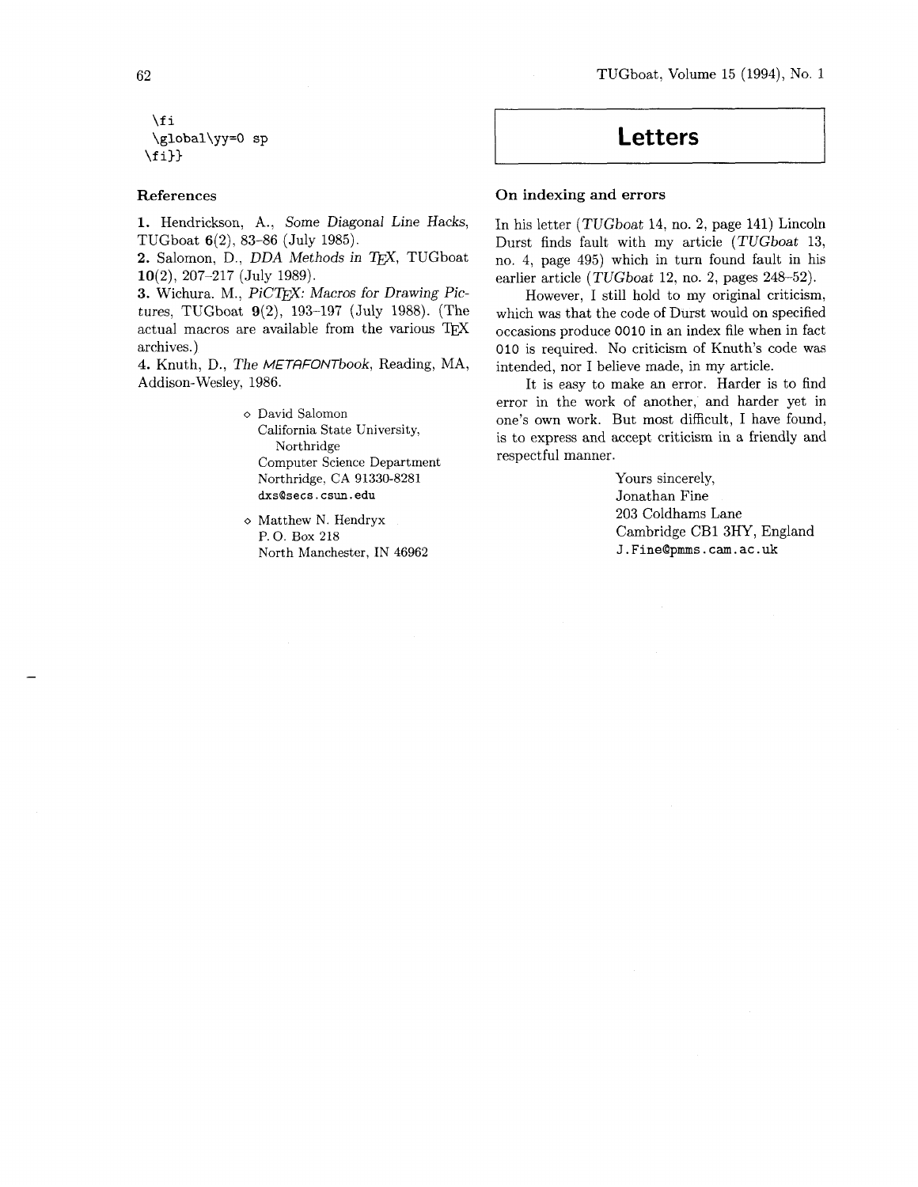```
  \fi
  \global\yy=0 sp
 \fi}}
```

### References

**1.** Hendrickson, A., *Some Diagonal Line Hacks*, TUGboat **6**(2), 83–86 (July 1985).

**2.** Salomon, D., *DDA Methods in TEX*, TUGboat **10**(2), 207–217 (July 1989).

**3.** Wichura. M., *PiCTEX: Macros for Drawing Pictures*, TUGboat **9**(2), 193–197 (July 1988). (The actual macros are available from the various TEX archives.)

**4.** Knuth, D., *The METAFONTbook*, Reading, MA, Addison-Wesley, 1986.

◇ David Salomon
California State University, Northridge
Computer Science Department
Northridge, CA 91330-8281
`dxs@secs.csun.edu`

◇ Matthew N. Hendryx
P. O. Box 218
North Manchester, IN 46962

# Letters

### On indexing and errors

In his letter (*TUGboat* 14, no. 2, page 141) Lincoln Durst finds fault with my article (*TUGboat* 13, no. 4, page 495) which in turn found fault in his earlier article (*TUGboat* 12, no. 2, pages 248–52).

However, I still hold to my original criticism, which was that the code of Durst would on specified occasions produce `0010` in an index file when in fact `010` is required. No criticism of Knuth's code was intended, nor I believe made, in my article.

It is easy to make an error. Harder is to find error in the work of another, and harder yet in one's own work. But most difficult, I have found, is to express and accept criticism in a friendly and respectful manner.

Yours sincerely,
Jonathan Fine
203 Coldhams Lane
Cambridge CB1 3HY, England
`J.Fine@pmms.cam.ac.uk`